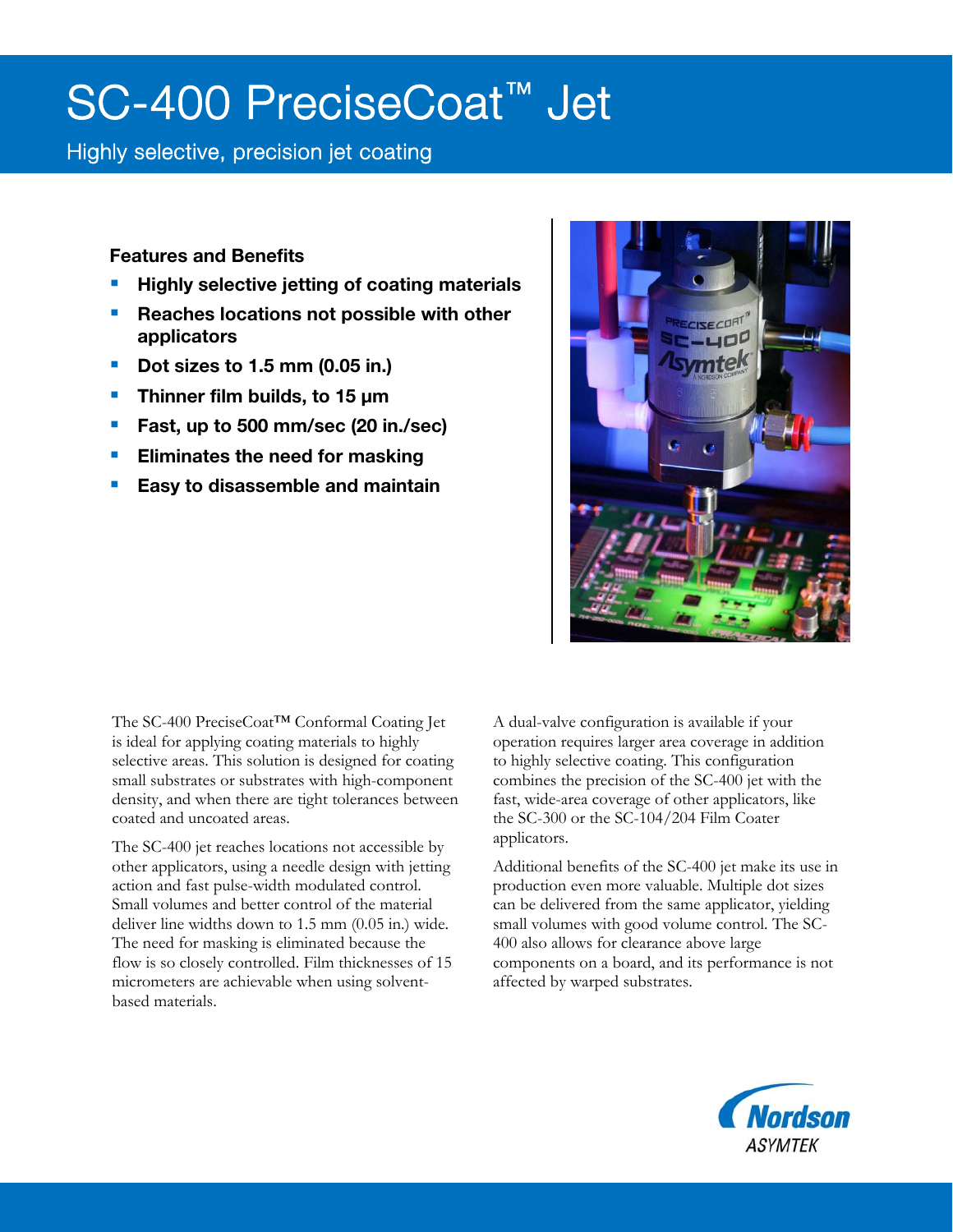# SC-400 PreciseCoat™ Jet

Highly selective, precision jet coating

### Features and Benefits

- **Highly selective jetting of coating materials**
- **Reaches locations not possible with other applicators**
- **Dot sizes to 1.5 mm (0.05 in.)**
- **Thinner film builds, to 15 μm**
- **Fast, up to 500 mm/sec (20 in./sec)**
- **Eliminates the need for masking**
- **Easy to disassemble and maintain**

The SC-400 PreciseCoat™ Conformal Coating Jet is ideal for applying coating materials to highly selective areas. This solution is designed for coating small substrates or substrates with high-component density, and when there are tight tolerances between coated and uncoated areas.

The SC-400 jet reaches locations not accessible by other applicators, using a needle design with jetting action and fast pulse-width modulated control. Small volumes and better control of the material deliver line widths down to 1.5 mm (0.05 in.) wide. The need for masking is eliminated because the flow is so closely controlled. Film thicknesses of 15 micrometers are achievable when using solvent-based materials.

A dual-valve configuration is available if your operation requires larger area coverage in addition to highly selective coating. This configuration combines the precision of the SC-400 jet with the fast, wide-area coverage of other applicators, like the SC-300 or the SC-104/204 Film Coater applicators.

Additional benefits of the SC-400 jet make its use in production even more valuable. Multiple dot sizes can be delivered from the same applicator, yielding small volumes with good volume control. The SC-400 also allows for clearance above large components on a board, and its performance is not affected by warped substrates.

Nordson ASYMTEK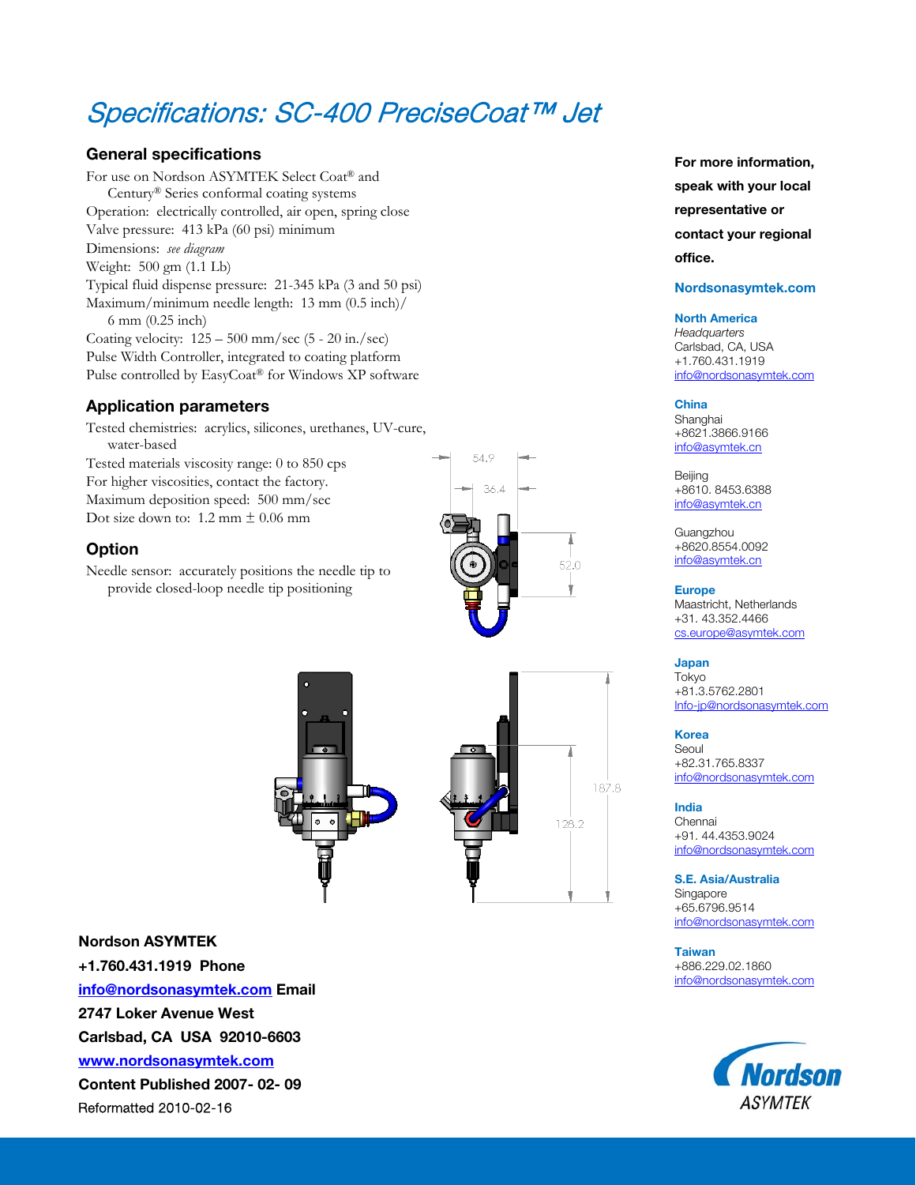# Specifications: SC-400 PreciseCoat™ Jet

## General specifications

For use on Nordson ASYMTEK Select Coat® and Century® Series conformal coating systems
Operation: electrically controlled, air open, spring close
Valve pressure: 413 kPa (60 psi) minimum
Dimensions: *see diagram*
Weight: 500 gm (1.1 Lb)
Typical fluid dispense pressure: 21-345 kPa (3 and 50 psi)
Maximum/minimum needle length: 13 mm (0.5 inch)/ 6 mm (0.25 inch)
Coating velocity: 125 – 500 mm/sec (5 - 20 in./sec)
Pulse Width Controller, integrated to coating platform
Pulse controlled by EasyCoat® for Windows XP software

## Application parameters

Tested chemistries: acrylics, silicones, urethanes, UV-cure, water-based
Tested materials viscosity range: 0 to 850 cps
For higher viscosities, contact the factory.
Maximum deposition speed: 500 mm/sec
Dot size down to: 1.2 mm ± 0.06 mm

## Option

Needle sensor: accurately positions the needle tip to provide closed-loop needle tip positioning

54.9
36.4
52.0
187.8
128.2

**Nordson ASYMTEK**
**+1.760.431.1919 Phone**
**info@nordsonasymtek.com Email**
**2747 Loker Avenue West**
**Carlsbad, CA USA 92010-6603**
**www.nordsonasymtek.com**
**Content Published 2007- 02- 09**
Reformatted 2010-02-16

**For more information, speak with your local representative or contact your regional office.**

**Nordsonasymtek.com**

**North America**
*Headquarters*
Carlsbad, CA, USA
+1.760.431.1919
info@nordsonasymtek.com

**China**
Shanghai
+8621.3866.9166
info@asymtek.cn

Beijing
+8610. 8453.6388
info@asymtek.cn

Guangzhou
+8620.8554.0092
info@asymtek.cn

**Europe**
Maastricht, Netherlands
+31. 43.352.4466
cs.europe@asymtek.com

**Japan**
Tokyo
+81.3.5762.2801
Info-jp@nordsonasymtek.com

**Korea**
Seoul
+82.31.765.8337
info@nordsonasymtek.com

**India**
Chennai
+91. 44.4353.9024
info@nordsonasymtek.com

**S.E. Asia/Australia**
Singapore
+65.6796.9514
info@nordsonasymtek.com

**Taiwan**
+886.229.02.1860
info@nordsonasymtek.com

Nordson ASYMTEK